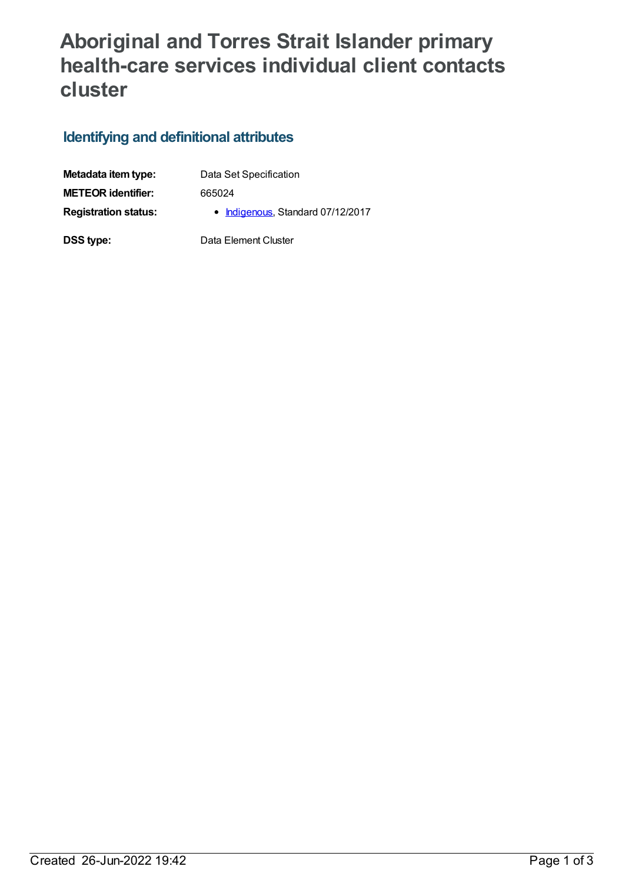# Aboriginal and Torres Strait Islander primary health-care services individual client contacts cluster

## Identifying and definitional attributes

| | |
|---|---|
| **Metadata item type:** | Data Set Specification |
| **METEOR identifier:** | 665024 |
| **Registration status:** | • Indigenous, Standard 07/12/2017 |
| **DSS type:** | Data Element Cluster |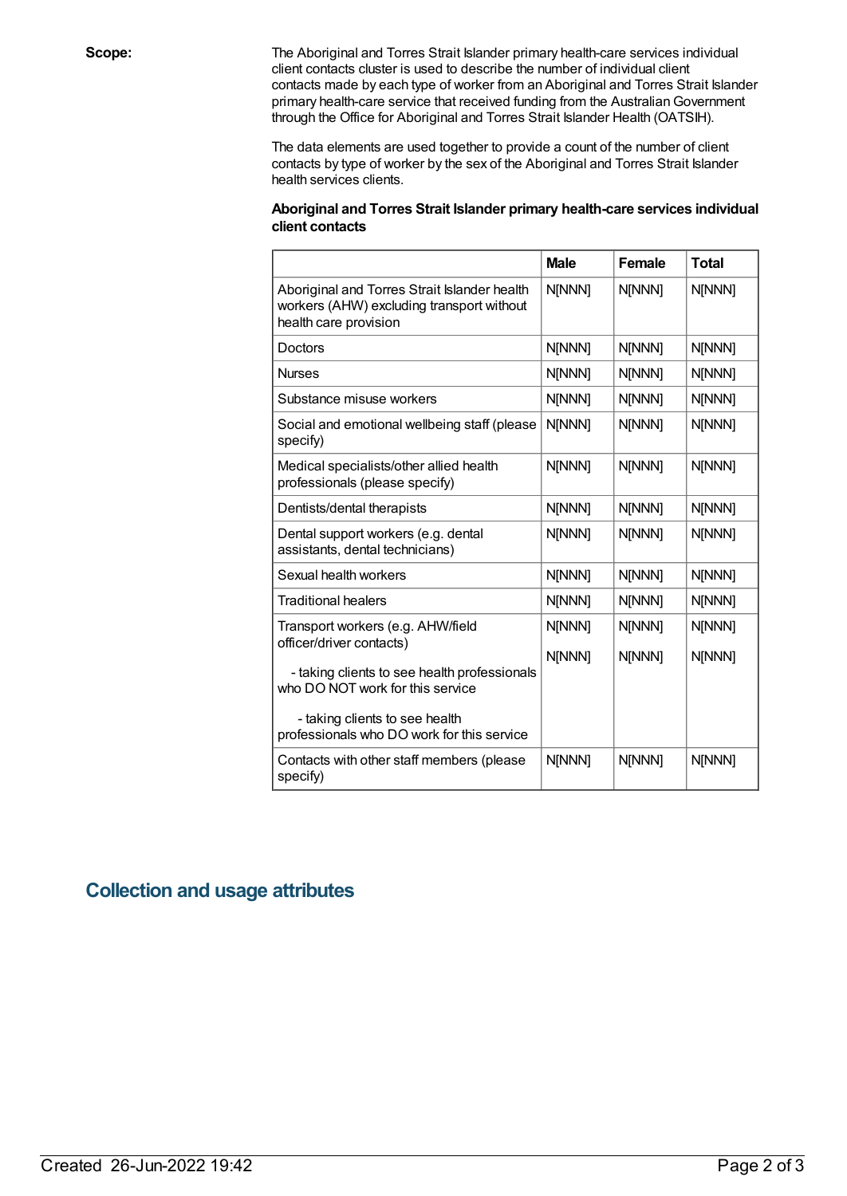**Scope:**

The Aboriginal and Torres Strait Islander primary health-care services individual client contacts cluster is used to describe the number of individual client contacts made by each type of worker from an Aboriginal and Torres Strait Islander primary health-care service that received funding from the Australian Government through the Office for Aboriginal and Torres Strait Islander Health (OATSIH).

The data elements are used together to provide a count of the number of client contacts by type of worker by the sex of the Aboriginal and Torres Strait Islander health services clients.

**Aboriginal and Torres Strait Islander primary health-care services individual client contacts**

| | Male | Female | Total |
|---|---|---|---|
| Aboriginal and Torres Strait Islander health workers (AHW) excluding transport without health care provision | N[NNN] | N[NNN] | N[NNN] |
| Doctors | N[NNN] | N[NNN] | N[NNN] |
| Nurses | N[NNN] | N[NNN] | N[NNN] |
| Substance misuse workers | N[NNN] | N[NNN] | N[NNN] |
| Social and emotional wellbeing staff (please specify) | N[NNN] | N[NNN] | N[NNN] |
| Medical specialists/other allied health professionals (please specify) | N[NNN] | N[NNN] | N[NNN] |
| Dentists/dental therapists | N[NNN] | N[NNN] | N[NNN] |
| Dental support workers (e.g. dental assistants, dental technicians) | N[NNN] | N[NNN] | N[NNN] |
| Sexual health workers | N[NNN] | N[NNN] | N[NNN] |
| Traditional healers | N[NNN] | N[NNN] | N[NNN] |
| Transport workers (e.g. AHW/field officer/driver contacts)<br>- taking clients to see health professionals who DO NOT work for this service<br>- taking clients to see health professionals who DO work for this service | N[NNN]<br>N[NNN] | N[NNN]<br>N[NNN] | N[NNN]<br>N[NNN] |
| Contacts with other staff members (please specify) | N[NNN] | N[NNN] | N[NNN] |

## Collection and usage attributes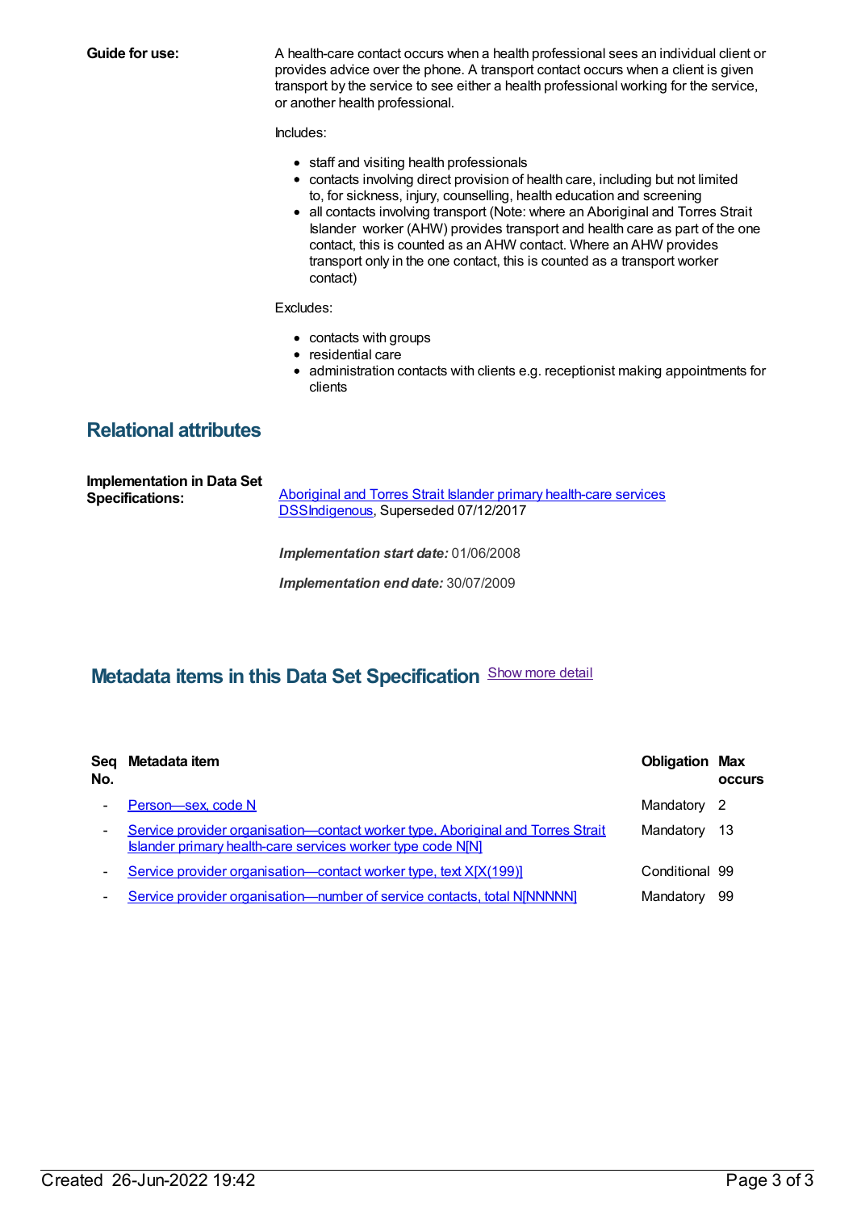**Guide for use:**

A health-care contact occurs when a health professional sees an individual client or provides advice over the phone. A transport contact occurs when a client is given transport by the service to see either a health professional working for the service, or another health professional.

Includes:

- staff and visiting health professionals
- contacts involving direct provision of health care, including but not limited to, for sickness, injury, counselling, health education and screening
- all contacts involving transport (Note: where an Aboriginal and Torres Strait Islander worker (AHW) provides transport and health care as part of the one contact, this is counted as an AHW contact. Where an AHW provides transport only in the one contact, this is counted as a transport worker contact)

Excludes:

- contacts with groups
- residential care
- administration contacts with clients e.g. receptionist making appointments for clients

## Relational attributes

**Implementation in Data Set Specifications:**

Aboriginal and Torres Strait Islander primary health-care services DSSIndigenous, Superseded 07/12/2017

***Implementation start date:*** 01/06/2008

***Implementation end date:*** 30/07/2009

## Metadata items in this Data Set Specification

Show more detail

| Seq No. | Metadata item | Obligation | Max occurs |
|---|---|---|---|
| - | Person—sex, code N | Mandatory | 2 |
| - | Service provider organisation—contact worker type, Aboriginal and Torres Strait Islander primary health-care services worker type code N[N] | Mandatory | 13 |
| - | Service provider organisation—contact worker type, text X[X(199)] | Conditional | 99 |
| - | Service provider organisation—number of service contacts, total N[NNNNN] | Mandatory | 99 |

Created 26-Jun-2022 19:42